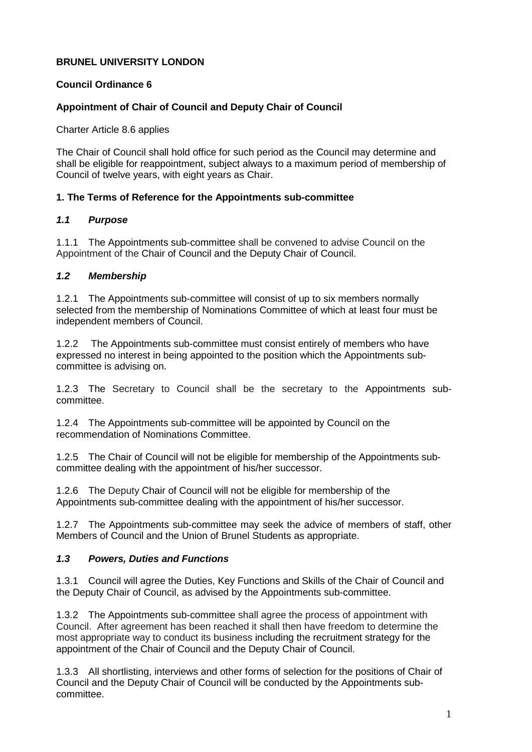**BRUNEL UNIVERSITY LONDON**

**Council Ordinance 6**

**Appointment of Chair of Council and Deputy Chair of Council**

Charter Article 8.6 applies

The Chair of Council shall hold office for such period as the Council may determine and shall be eligible for reappointment, subject always to a maximum period of membership of Council of twelve years, with eight years as Chair.

## 1. The Terms of Reference for the Appointments sub-committee

### *1.1 Purpose*

1.1.1 The Appointments sub-committee shall be convened to advise Council on the Appointment of the Chair of Council and the Deputy Chair of Council.

### *1.2 Membership*

1.2.1 The Appointments sub-committee will consist of up to six members normally selected from the membership of Nominations Committee of which at least four must be independent members of Council.

1.2.2 The Appointments sub-committee must consist entirely of members who have expressed no interest in being appointed to the position which the Appointments sub-committee is advising on.

1.2.3 The Secretary to Council shall be the secretary to the Appointments sub-committee.

1.2.4 The Appointments sub-committee will be appointed by Council on the recommendation of Nominations Committee.

1.2.5 The Chair of Council will not be eligible for membership of the Appointments sub-committee dealing with the appointment of his/her successor.

1.2.6 The Deputy Chair of Council will not be eligible for membership of the Appointments sub-committee dealing with the appointment of his/her successor.

1.2.7 The Appointments sub-committee may seek the advice of members of staff, other Members of Council and the Union of Brunel Students as appropriate.

### *1.3 Powers, Duties and Functions*

1.3.1 Council will agree the Duties, Key Functions and Skills of the Chair of Council and the Deputy Chair of Council, as advised by the Appointments sub-committee.

1.3.2 The Appointments sub-committee shall agree the process of appointment with Council. After agreement has been reached it shall then have freedom to determine the most appropriate way to conduct its business including the recruitment strategy for the appointment of the Chair of Council and the Deputy Chair of Council.

1.3.3 All shortlisting, interviews and other forms of selection for the positions of Chair of Council and the Deputy Chair of Council will be conducted by the Appointments sub-committee.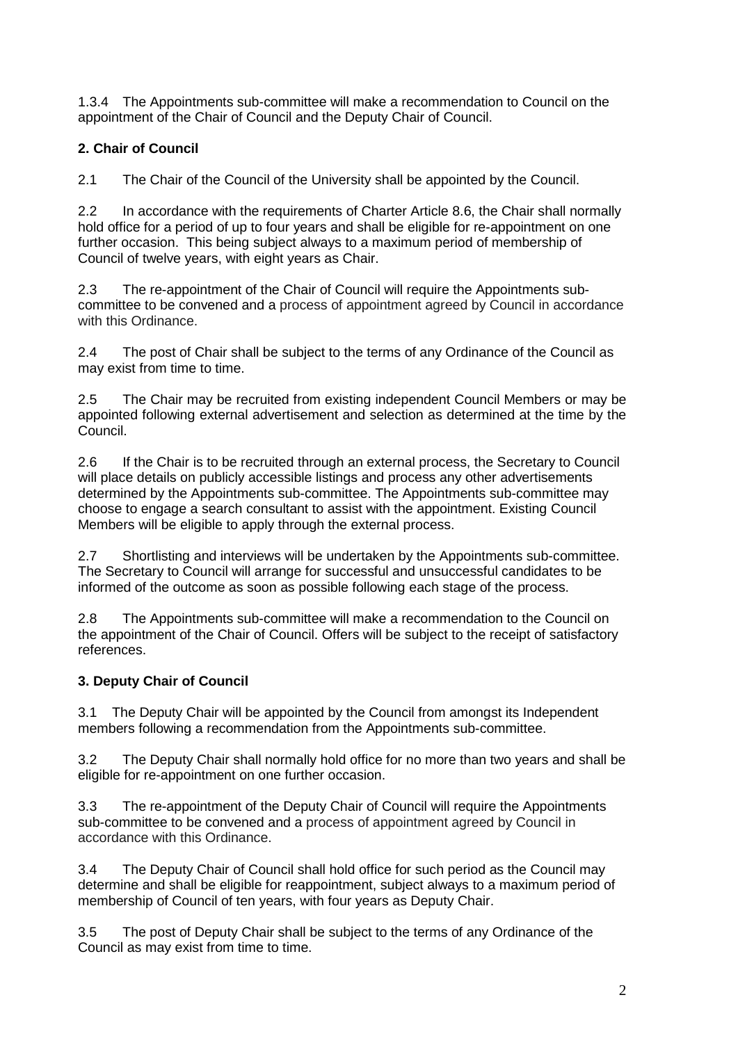1.3.4 The Appointments sub-committee will make a recommendation to Council on the appointment of the Chair of Council and the Deputy Chair of Council.

## 2. Chair of Council

2.1 The Chair of the Council of the University shall be appointed by the Council.

2.2 In accordance with the requirements of Charter Article 8.6, the Chair shall normally hold office for a period of up to four years and shall be eligible for re-appointment on one further occasion. This being subject always to a maximum period of membership of Council of twelve years, with eight years as Chair.

2.3 The re-appointment of the Chair of Council will require the Appointments sub-committee to be convened and a process of appointment agreed by Council in accordance with this Ordinance.

2.4 The post of Chair shall be subject to the terms of any Ordinance of the Council as may exist from time to time.

2.5 The Chair may be recruited from existing independent Council Members or may be appointed following external advertisement and selection as determined at the time by the Council.

2.6 If the Chair is to be recruited through an external process, the Secretary to Council will place details on publicly accessible listings and process any other advertisements determined by the Appointments sub-committee. The Appointments sub-committee may choose to engage a search consultant to assist with the appointment. Existing Council Members will be eligible to apply through the external process.

2.7 Shortlisting and interviews will be undertaken by the Appointments sub-committee. The Secretary to Council will arrange for successful and unsuccessful candidates to be informed of the outcome as soon as possible following each stage of the process.

2.8 The Appointments sub-committee will make a recommendation to the Council on the appointment of the Chair of Council. Offers will be subject to the receipt of satisfactory references.

## 3. Deputy Chair of Council

3.1 The Deputy Chair will be appointed by the Council from amongst its Independent members following a recommendation from the Appointments sub-committee.

3.2 The Deputy Chair shall normally hold office for no more than two years and shall be eligible for re-appointment on one further occasion.

3.3 The re-appointment of the Deputy Chair of Council will require the Appointments sub-committee to be convened and a process of appointment agreed by Council in accordance with this Ordinance.

3.4 The Deputy Chair of Council shall hold office for such period as the Council may determine and shall be eligible for reappointment, subject always to a maximum period of membership of Council of ten years, with four years as Deputy Chair.

3.5 The post of Deputy Chair shall be subject to the terms of any Ordinance of the Council as may exist from time to time.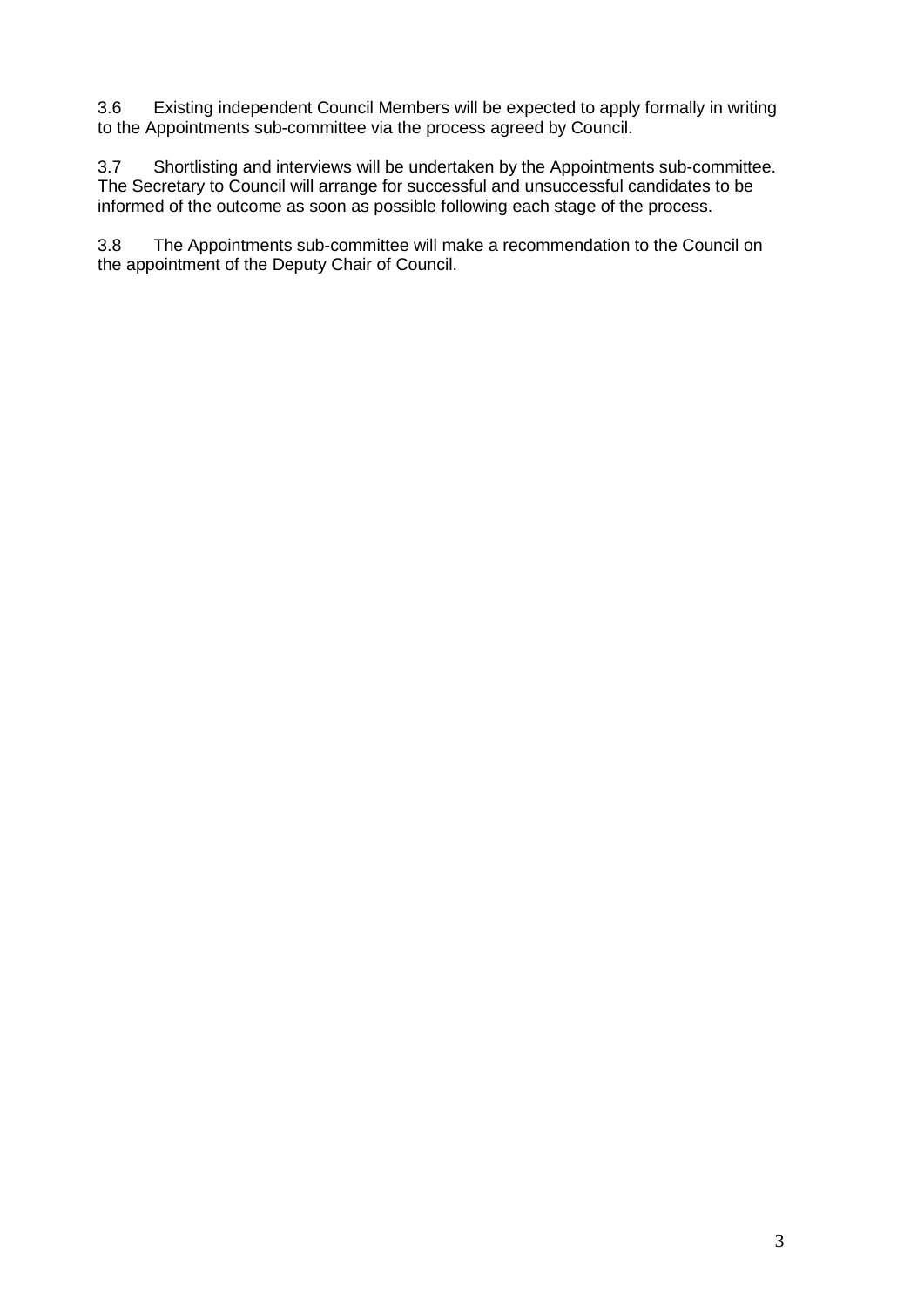3.6 Existing independent Council Members will be expected to apply formally in writing to the Appointments sub-committee via the process agreed by Council.

3.7 Shortlisting and interviews will be undertaken by the Appointments sub-committee. The Secretary to Council will arrange for successful and unsuccessful candidates to be informed of the outcome as soon as possible following each stage of the process.

3.8 The Appointments sub-committee will make a recommendation to the Council on the appointment of the Deputy Chair of Council.